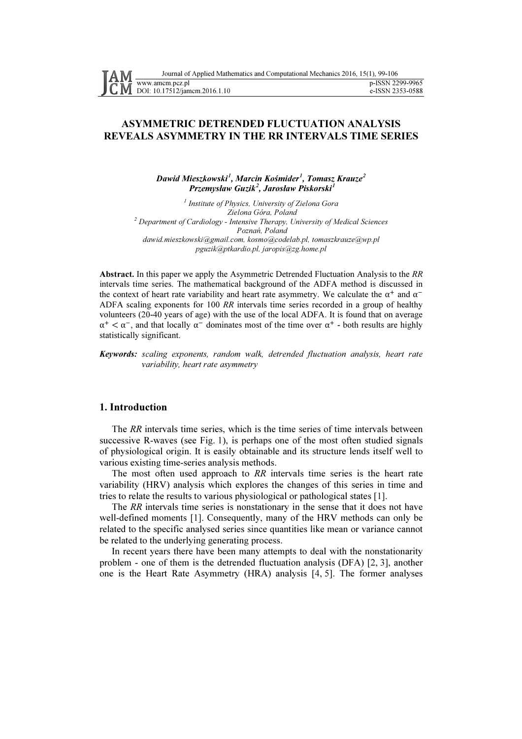# ASYMMETRIC DETRENDED FLUCTUATION ANALYSIS REVEALS ASYMMETRY IN THE RR INTERVALS TIME SERIES

***Dawid Mieszkowski*[1]*, Marcin Kośmider*[1]*, Tomasz Krauze*[2]**
***Przemysław Guzik*[2]*, Jarosław Piskorski*[1]**

[1] *Institute of Physics, University of Zielona Gora*
*Zielona Góra, Poland*
[2] *Department of Cardiology - Intensive Therapy, University of Medical Sciences*
*Poznań, Poland*
*dawid.mieszkowski@gmail.com, kosmo@codelab.pl, tomaszkrauze@wp.pl*
*pguzik@ptkardio.pl, jaropis@zg.home.pl*

**Abstract.** In this paper we apply the Asymmetric Detrended Fluctuation Analysis to the *RR* intervals time series. The mathematical background of the ADFA method is discussed in the context of heart rate variability and heart rate asymmetry. We calculate the $\alpha^+$ and $\alpha^-$ ADFA scaling exponents for 100 *RR* intervals time series recorded in a group of healthy volunteers (20-40 years of age) with the use of the local ADFA. It is found that on average $\alpha^+ < \alpha^-$, and that locally $\alpha^-$ dominates most of the time over $\alpha^+$ - both results are highly statistically significant.

***Keywords:*** *scaling exponents, random walk, detrended fluctuation analysis, heart rate variability, heart rate asymmetry*

## 1. Introduction

The *RR* intervals time series, which is the time series of time intervals between successive R-waves (see Fig. 1), is perhaps one of the most often studied signals of physiological origin. It is easily obtainable and its structure lends itself well to various existing time-series analysis methods.

The most often used approach to *RR* intervals time series is the heart rate variability (HRV) analysis which explores the changes of this series in time and tries to relate the results to various physiological or pathological states [1].

The *RR* intervals time series is nonstationary in the sense that it does not have well-defined moments [1]. Consequently, many of the HRV methods can only be related to the specific analysed series since quantities like mean or variance cannot be related to the underlying generating process.

In recent years there have been many attempts to deal with the nonstationarity problem - one of them is the detrended fluctuation analysis (DFA) [2, 3], another one is the Heart Rate Asymmetry (HRA) analysis [4, 5]. The former analyses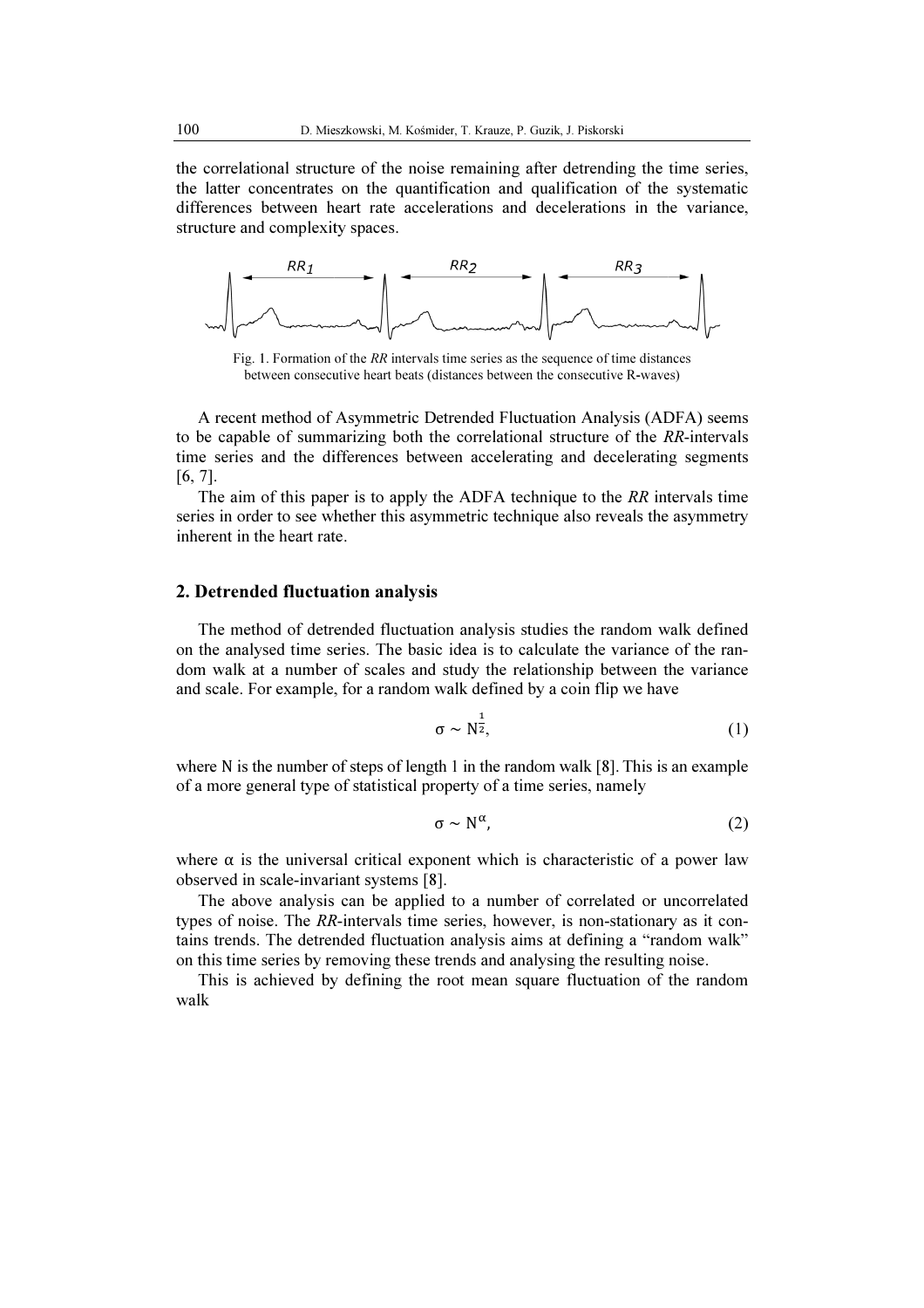the correlational structure of the noise remaining after detrending the time series, the latter concentrates on the quantification and qualification of the systematic differences between heart rate accelerations and decelerations in the variance, structure and complexity spaces.

Fig. 1. Formation of the *RR* intervals time series as the sequence of time distances between consecutive heart beats (distances between the consecutive R-waves)

A recent method of Asymmetric Detrended Fluctuation Analysis (ADFA) seems to be capable of summarizing both the correlational structure of the *RR*-intervals time series and the differences between accelerating and decelerating segments [6, 7].

The aim of this paper is to apply the ADFA technique to the *RR* intervals time series in order to see whether this asymmetric technique also reveals the asymmetry inherent in the heart rate.

## 2. Detrended fluctuation analysis

The method of detrended fluctuation analysis studies the random walk defined on the analysed time series. The basic idea is to calculate the variance of the random walk at a number of scales and study the relationship between the variance and scale. For example, for a random walk defined by a coin flip we have

$$\sigma \sim N^{\frac{1}{2}}, \tag{1}$$

where N is the number of steps of length 1 in the random walk [8]. This is an example of a more general type of statistical property of a time series, namely

$$\sigma \sim N^{\alpha}, \tag{2}$$

where $\alpha$ is the universal critical exponent which is characteristic of a power law observed in scale-invariant systems [8].

The above analysis can be applied to a number of correlated or uncorrelated types of noise. The *RR*-intervals time series, however, is non-stationary as it contains trends. The detrended fluctuation analysis aims at defining a "random walk" on this time series by removing these trends and analysing the resulting noise.

This is achieved by defining the root mean square fluctuation of the random walk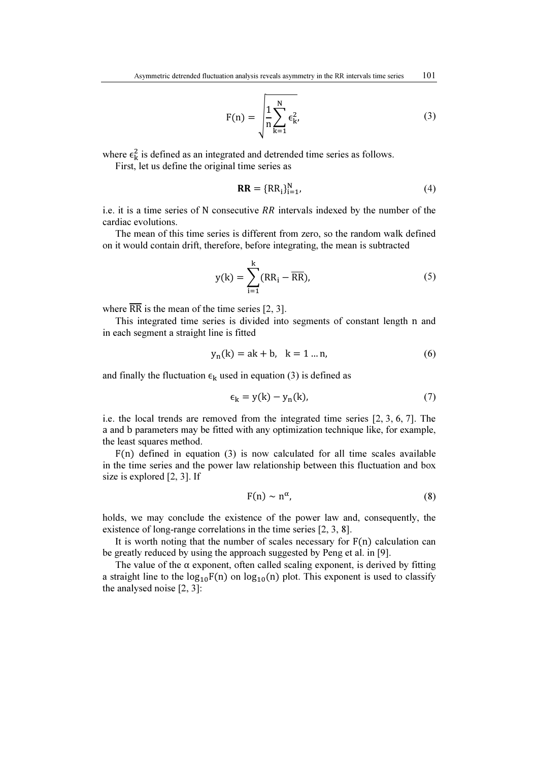$$F(n) = \sqrt{\frac{1}{n}\sum_{k=1}^{N} \epsilon_k^2}, \tag{3}$$

where $\epsilon_k^2$ is defined as an integrated and detrended time series as follows.

First, let us define the original time series as

$$\mathbf{RR} = \{RR_i\}_{i=1}^{N}, \tag{4}$$

i.e. it is a time series of N consecutive $RR$ intervals indexed by the number of the cardiac evolutions.

The mean of this time series is different from zero, so the random walk defined on it would contain drift, therefore, before integrating, the mean is subtracted

$$y(k) = \sum_{i=1}^{k} (RR_i - \overline{RR}), \tag{5}$$

where $\overline{RR}$ is the mean of the time series [2, 3].

This integrated time series is divided into segments of constant length n and in each segment a straight line is fitted

$$y_n(k) = ak + b, \quad k = 1 \ldots n, \tag{6}$$

and finally the fluctuation $\epsilon_k$ used in equation (3) is defined as

$$\epsilon_k = y(k) - y_n(k), \tag{7}$$

i.e. the local trends are removed from the integrated time series [2, 3, 6, 7]. The a and b parameters may be fitted with any optimization technique like, for example, the least squares method.

F(n) defined in equation (3) is now calculated for all time scales available in the time series and the power law relationship between this fluctuation and box size is explored [2, 3]. If

$$F(n) \sim n^{\alpha}, \tag{8}$$

holds, we may conclude the existence of the power law and, consequently, the existence of long-range correlations in the time series [2, 3, 8].

It is worth noting that the number of scales necessary for F(n) calculation can be greatly reduced by using the approach suggested by Peng et al. in [9].

The value of the $\alpha$ exponent, often called scaling exponent, is derived by fitting a straight line to the $\log_{10}F(n)$ on $\log_{10}(n)$ plot. This exponent is used to classify the analysed noise [2, 3]: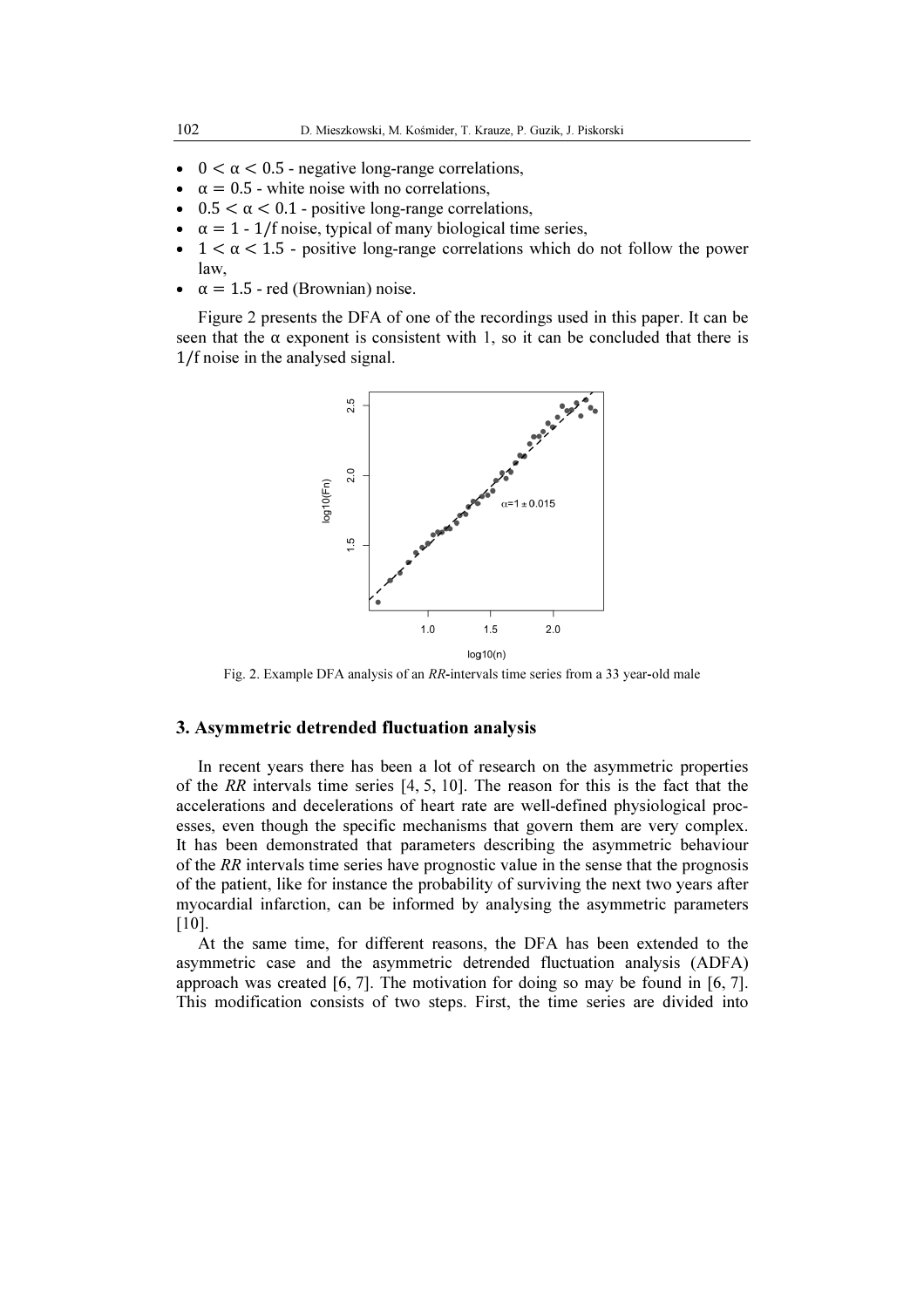- $0 < \alpha < 0.5$ - negative long-range correlations,
- $\alpha = 0.5$ - white noise with no correlations,
- $0.5 < \alpha < 0.1$ - positive long-range correlations,
- $\alpha = 1$ - $1/f$ noise, typical of many biological time series,
- $1 < \alpha < 1.5$ - positive long-range correlations which do not follow the power law,
- $\alpha = 1.5$ - red (Brownian) noise.

Figure 2 presents the DFA of one of the recordings used in this paper. It can be seen that the $\alpha$ exponent is consistent with 1, so it can be concluded that there is $1/f$ noise in the analysed signal.

Fig. 2. Example DFA analysis of an *RR*-intervals time series from a 33 year-old male

## 3. Asymmetric detrended fluctuation analysis

In recent years there has been a lot of research on the asymmetric properties of the *RR* intervals time series [4, 5, 10]. The reason for this is the fact that the accelerations and decelerations of heart rate are well-defined physiological processes, even though the specific mechanisms that govern them are very complex. It has been demonstrated that parameters describing the asymmetric behaviour of the *RR* intervals time series have prognostic value in the sense that the prognosis of the patient, like for instance the probability of surviving the next two years after myocardial infarction, can be informed by analysing the asymmetric parameters [10].

At the same time, for different reasons, the DFA has been extended to the asymmetric case and the asymmetric detrended fluctuation analysis (ADFA) approach was created [6, 7]. The motivation for doing so may be found in [6, 7]. This modification consists of two steps. First, the time series are divided into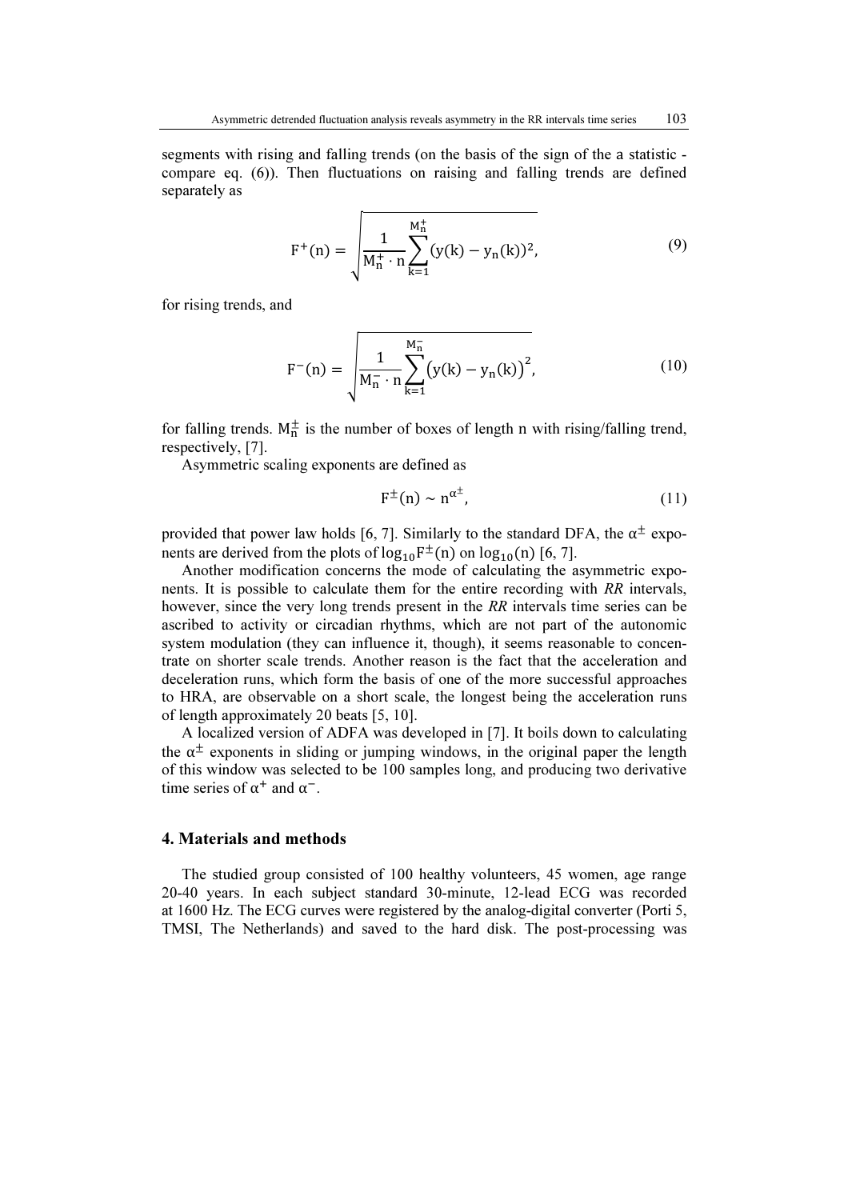segments with rising and falling trends (on the basis of the sign of the a statistic - compare eq. (6)). Then fluctuations on raising and falling trends are defined separately as

$$F^{+}(n) = \sqrt{\frac{1}{M_n^{+} \cdot n} \sum_{k=1}^{M_n^{+}} (y(k) - y_n(k))^2}, \tag{9}$$

for rising trends, and

$$F^{-}(n) = \sqrt{\frac{1}{M_n^{-} \cdot n} \sum_{k=1}^{M_n^{-}} \left(y(k) - y_n(k)\right)^2}, \tag{10}$$

for falling trends. $M_n^{\pm}$ is the number of boxes of length $n$ with rising/falling trend, respectively, [7].

Asymmetric scaling exponents are defined as

$$F^{\pm}(n) \sim n^{\alpha^{\pm}}, \tag{11}$$

provided that power law holds [6, 7]. Similarly to the standard DFA, the $\alpha^{\pm}$ exponents are derived from the plots of $\log_{10} F^{\pm}(n)$ on $\log_{10}(n)$ [6, 7].

Another modification concerns the mode of calculating the asymmetric exponents. It is possible to calculate them for the entire recording with *RR* intervals, however, since the very long trends present in the *RR* intervals time series can be ascribed to activity or circadian rhythms, which are not part of the autonomic system modulation (they can influence it, though), it seems reasonable to concentrate on shorter scale trends. Another reason is the fact that the acceleration and deceleration runs, which form the basis of one of the more successful approaches to HRA, are observable on a short scale, the longest being the acceleration runs of length approximately 20 beats [5, 10].

A localized version of ADFA was developed in [7]. It boils down to calculating the $\alpha^{\pm}$ exponents in sliding or jumping windows, in the original paper the length of this window was selected to be 100 samples long, and producing two derivative time series of $\alpha^{+}$ and $\alpha^{-}$.

## 4. Materials and methods

The studied group consisted of 100 healthy volunteers, 45 women, age range 20-40 years. In each subject standard 30-minute, 12-lead ECG was recorded at 1600 Hz. The ECG curves were registered by the analog-digital converter (Porti 5, TMSI, The Netherlands) and saved to the hard disk. The post-processing was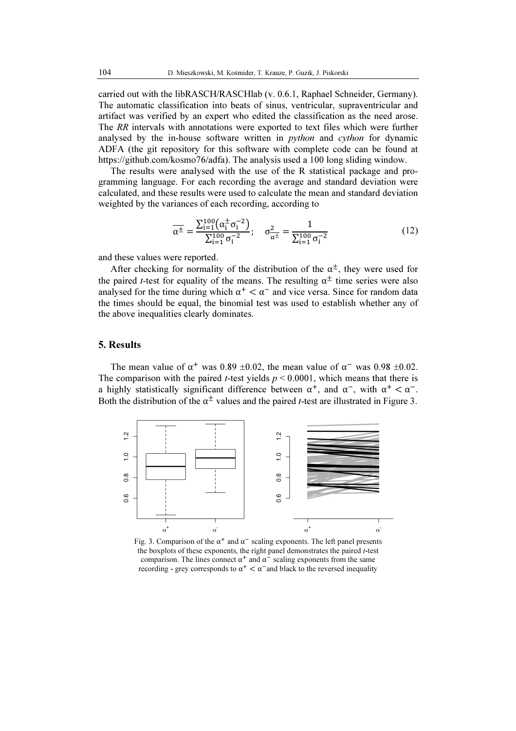carried out with the libRASCH/RASCHlab (v. 0.6.1, Raphael Schneider, Germany). The automatic classification into beats of sinus, ventricular, supraventricular and artifact was verified by an expert who edited the classification as the need arose. The *RR* intervals with annotations were exported to text files which were further analysed by the in-house software written in *python* and *cython* for dynamic ADFA (the git repository for this software with complete code can be found at https://github.com/kosmo76/adfa). The analysis used a 100 long sliding window.

The results were analysed with the use of the R statistical package and programming language. For each recording the average and standard deviation were calculated, and these results were used to calculate the mean and standard deviation weighted by the variances of each recording, according to

$$\overline{\alpha^{\pm}} = \frac{\sum_{i=1}^{100}\left(\alpha_i^{\pm}\sigma_i^{-2}\right)}{\sum_{i=1}^{100}\sigma_i^{-2}}; \quad \sigma_{\overline{\alpha^{\pm}}}^2 = \frac{1}{\sum_{i=1}^{100}\sigma_i^{-2}} \tag{12}$$

and these values were reported.

After checking for normality of the distribution of the $\alpha^{\pm}$, they were used for the paired *t*-test for equality of the means. The resulting $\alpha^{\pm}$ time series were also analysed for the time during which $\alpha^{+} < \alpha^{-}$ and vice versa. Since for random data the times should be equal, the binomial test was used to establish whether any of the above inequalities clearly dominates.

## 5. Results

The mean value of $\alpha^{+}$ was 0.89 ±0.02, the mean value of $\alpha^{-}$ was 0.98 ±0.02. The comparison with the paired *t*-test yields $p < 0.0001$, which means that there is a highly statistically significant difference between $\alpha^{+}$, and $\alpha^{-}$, with $\alpha^{+} < \alpha^{-}$. Both the distribution of the $\alpha^{\pm}$ values and the paired *t*-test are illustrated in Figure 3.

Fig. 3. Comparison of the $\alpha^{+}$ and $\alpha^{-}$ scaling exponents. The left panel presents the boxplots of these exponents, the right panel demonstrates the paired *t*-test comparison. The lines connect $\alpha^{+}$ and $\alpha^{-}$ scaling exponents from the same recording - grey corresponds to $\alpha^{+} < \alpha^{-}$ and black to the reversed inequality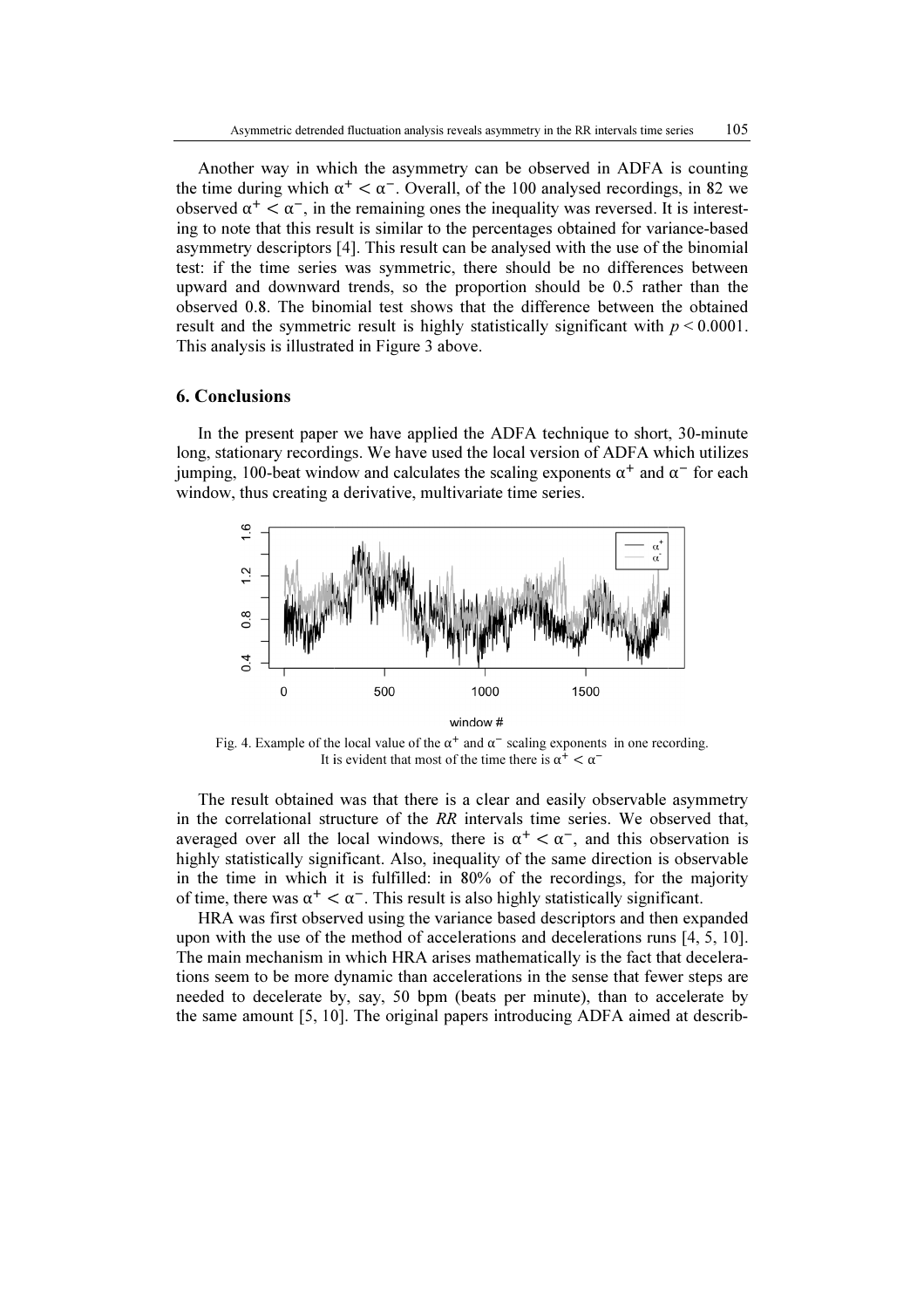Another way in which the asymmetry can be observed in ADFA is counting the time during which $\alpha^+ < \alpha^-$. Overall, of the 100 analysed recordings, in 82 we observed $\alpha^+ < \alpha^-$, in the remaining ones the inequality was reversed. It is interesting to note that this result is similar to the percentages obtained for variance-based asymmetry descriptors [4]. This result can be analysed with the use of the binomial test: if the time series was symmetric, there should be no differences between upward and downward trends, so the proportion should be 0.5 rather than the observed 0.8. The binomial test shows that the difference between the obtained result and the symmetric result is highly statistically significant with $p < 0.0001$. This analysis is illustrated in Figure 3 above.

## 6. Conclusions

In the present paper we have applied the ADFA technique to short, 30-minute long, stationary recordings. We have used the local version of ADFA which utilizes jumping, 100-beat window and calculates the scaling exponents $\alpha^+$ and $\alpha^-$ for each window, thus creating a derivative, multivariate time series.

Fig. 4. Example of the local value of the $\alpha^+$ and $\alpha^-$ scaling exponents in one recording. It is evident that most of the time there is $\alpha^+ < \alpha^-$

The result obtained was that there is a clear and easily observable asymmetry in the correlational structure of the *RR* intervals time series. We observed that, averaged over all the local windows, there is $\alpha^+ < \alpha^-$, and this observation is highly statistically significant. Also, inequality of the same direction is observable in the time in which it is fulfilled: in 80% of the recordings, for the majority of time, there was $\alpha^+ < \alpha^-$. This result is also highly statistically significant.

HRA was first observed using the variance based descriptors and then expanded upon with the use of the method of accelerations and decelerations runs [4, 5, 10]. The main mechanism in which HRA arises mathematically is the fact that decelerations seem to be more dynamic than accelerations in the sense that fewer steps are needed to decelerate by, say, 50 bpm (beats per minute), than to accelerate by the same amount [5, 10]. The original papers introducing ADFA aimed at describ-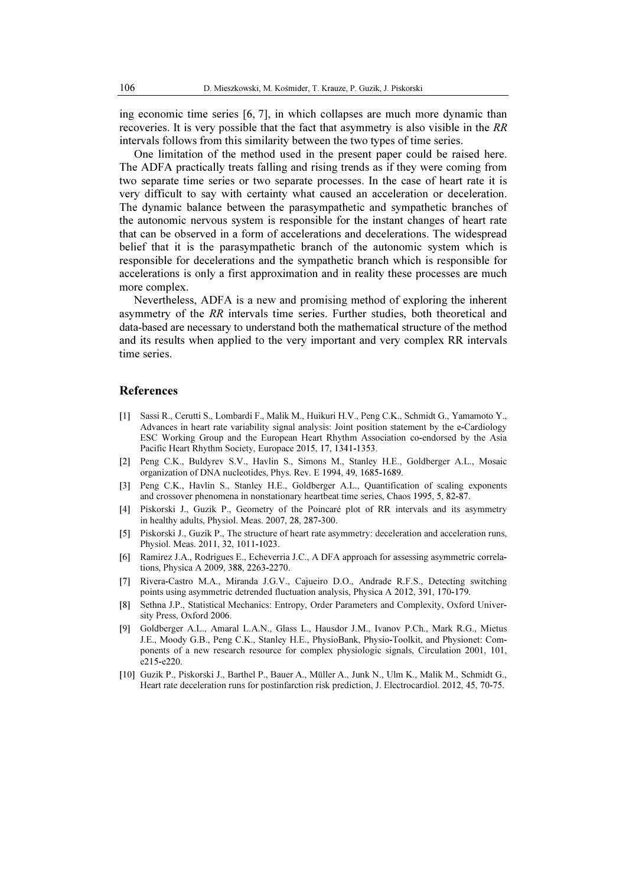ing economic time series [6, 7], in which collapses are much more dynamic than recoveries. It is very possible that the fact that asymmetry is also visible in the *RR* intervals follows from this similarity between the two types of time series.

One limitation of the method used in the present paper could be raised here. The ADFA practically treats falling and rising trends as if they were coming from two separate time series or two separate processes. In the case of heart rate it is very difficult to say with certainty what caused an acceleration or deceleration. The dynamic balance between the parasympathetic and sympathetic branches of the autonomic nervous system is responsible for the instant changes of heart rate that can be observed in a form of accelerations and decelerations. The widespread belief that it is the parasympathetic branch of the autonomic system which is responsible for decelerations and the sympathetic branch which is responsible for accelerations is only a first approximation and in reality these processes are much more complex.

Nevertheless, ADFA is a new and promising method of exploring the inherent asymmetry of the *RR* intervals time series. Further studies, both theoretical and data-based are necessary to understand both the mathematical structure of the method and its results when applied to the very important and very complex RR intervals time series.

## References

[1] Sassi R., Cerutti S., Lombardi F., Malik M., Huikuri H.V., Peng C.K., Schmidt G., Yamamoto Y., Advances in heart rate variability signal analysis: Joint position statement by the e-Cardiology ESC Working Group and the European Heart Rhythm Association co-endorsed by the Asia Pacific Heart Rhythm Society, Europace 2015, 17, 1341-1353.

[2] Peng C.K., Buldyrev S.V., Havlin S., Simons M., Stanley H.E., Goldberger A.L., Mosaic organization of DNA nucleotides, Phys. Rev. E 1994, 49, 1685-1689.

[3] Peng C.K., Havlin S., Stanley H.E., Goldberger A.L., Quantification of scaling exponents and crossover phenomena in nonstationary heartbeat time series, Chaos 1995, 5, 82-87.

[4] Piskorski J., Guzik P., Geometry of the Poincaré plot of RR intervals and its asymmetry in healthy adults, Physiol. Meas. 2007, 28, 287-300.

[5] Piskorski J., Guzik P., The structure of heart rate asymmetry: deceleration and acceleration runs, Physiol. Meas. 2011, 32, 1011-1023.

[6] Ramirez J.A., Rodrigues E., Echeverria J.C., A DFA approach for assessing asymmetric correlations, Physica A 2009, 388, 2263-2270.

[7] Rivera-Castro M.A., Miranda J.G.V., Cajueiro D.O., Andrade R.F.S., Detecting switching points using asymmetric detrended fluctuation analysis, Physica A 2012, 391, 170-179.

[8] Sethna J.P., Statistical Mechanics: Entropy, Order Parameters and Complexity, Oxford University Press, Oxford 2006.

[9] Goldberger A.L., Amaral L.A.N., Glass L., Hausdor J.M., Ivanov P.Ch., Mark R.G., Mietus J.E., Moody G.B., Peng C.K., Stanley H.E., PhysioBank, Physio-Toolkit, and Physionet: Components of a new research resource for complex physiologic signals, Circulation 2001, 101, e215-e220.

[10] Guzik P., Piskorski J., Barthel P., Bauer A., Müller A., Junk N., Ulm K., Malik M., Schmidt G., Heart rate deceleration runs for postinfarction risk prediction, J. Electrocardiol. 2012, 45, 70-75.